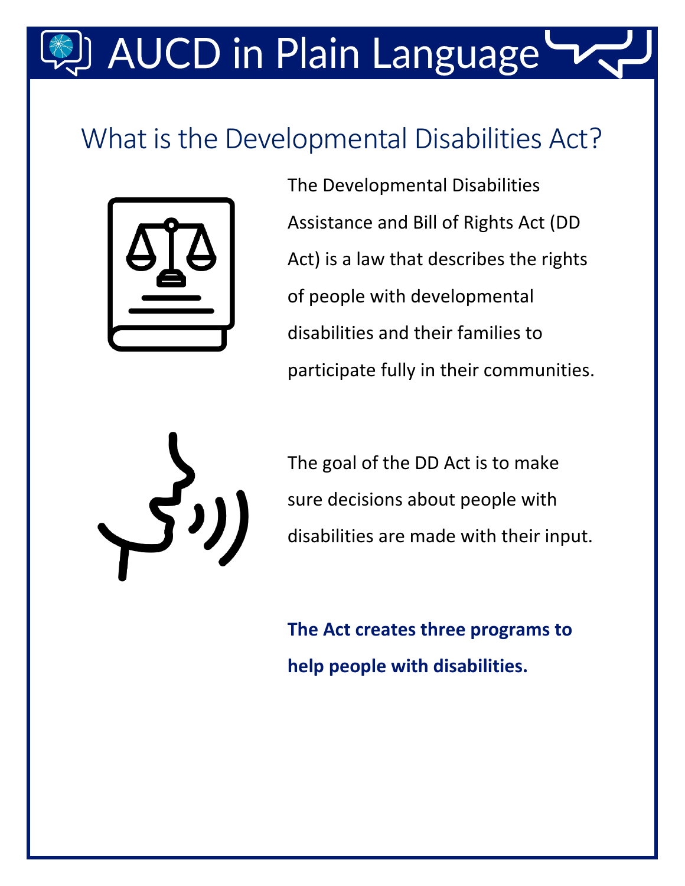# AUCD in Plain Language

## What is the Developmental Disabilities Act?

The Developmental Disabilities Assistance and Bill of Rights Act (DD Act) is a law that describes the rights of people with developmental disabilities and their families to participate fully in their communities.

The goal of the DD Act is to make sure decisions about people with disabilities are made with their input.

**The Act creates three programs to help people with disabilities.**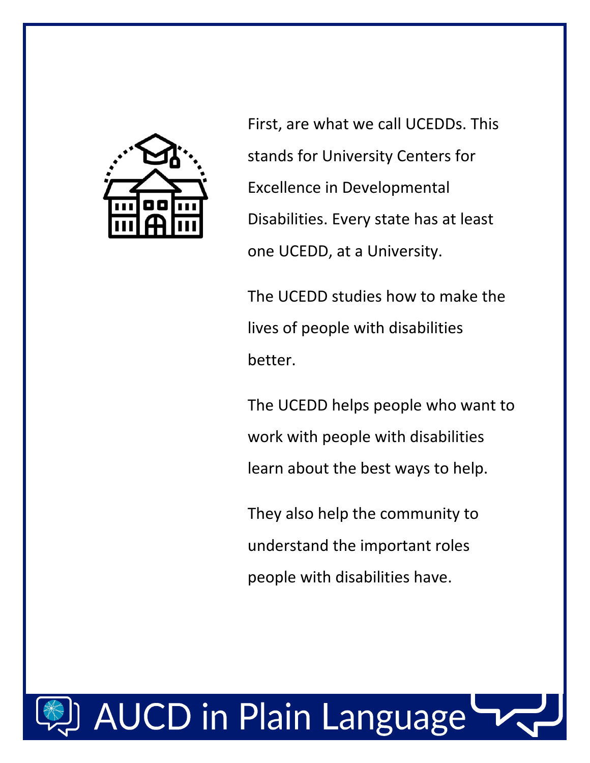First, are what we call UCEDDs. This stands for University Centers for Excellence in Developmental Disabilities. Every state has at least one UCEDD, at a University.

The UCEDD studies how to make the lives of people with disabilities better.

The UCEDD helps people who want to work with people with disabilities learn about the best ways to help.

They also help the community to understand the important roles people with disabilities have.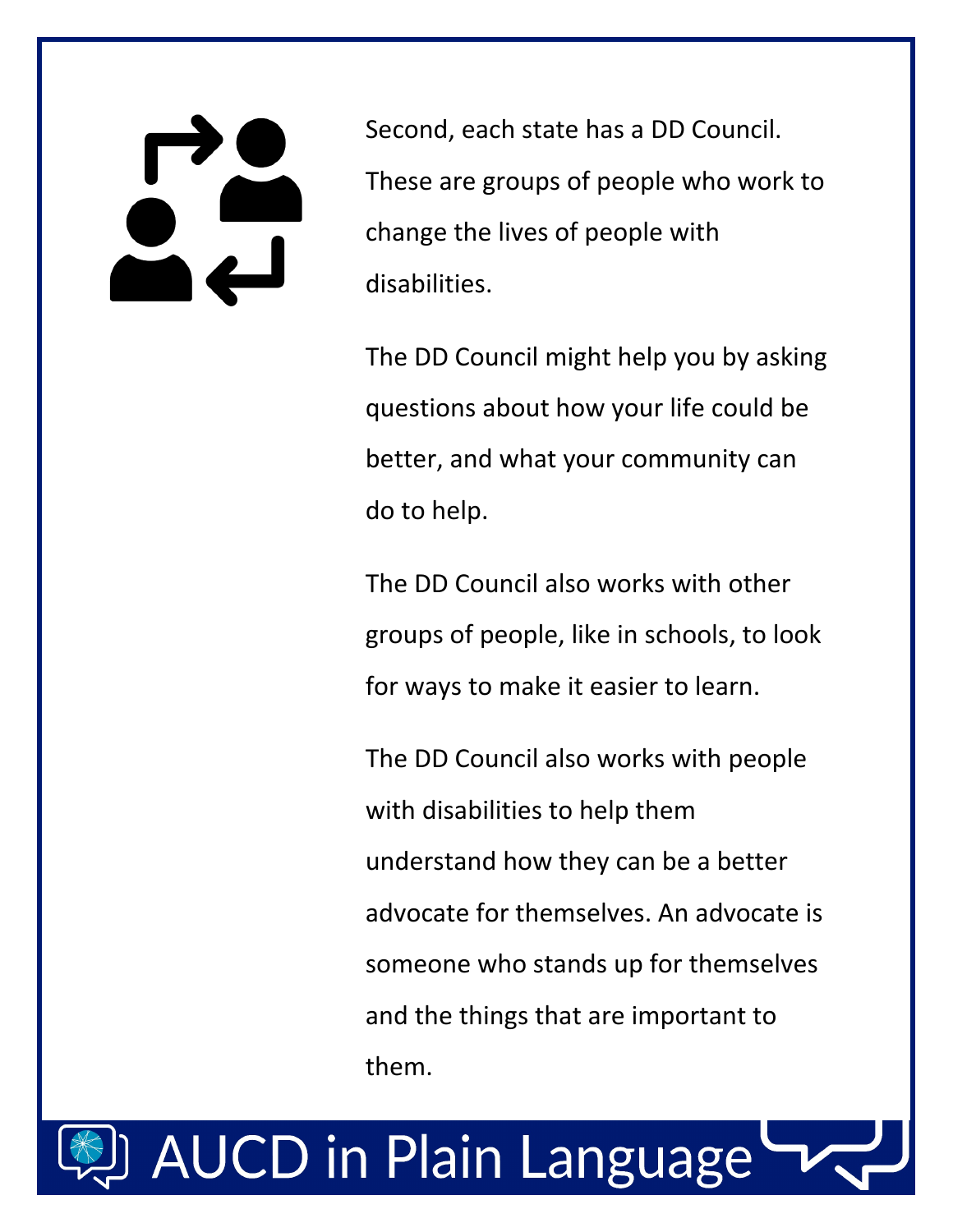Second, each state has a DD Council. These are groups of people who work to change the lives of people with disabilities.

The DD Council might help you by asking questions about how your life could be better, and what your community can do to help.

The DD Council also works with other groups of people, like in schools, to look for ways to make it easier to learn.

The DD Council also works with people with disabilities to help them understand how they can be a better advocate for themselves. An advocate is someone who stands up for themselves and the things that are important to them.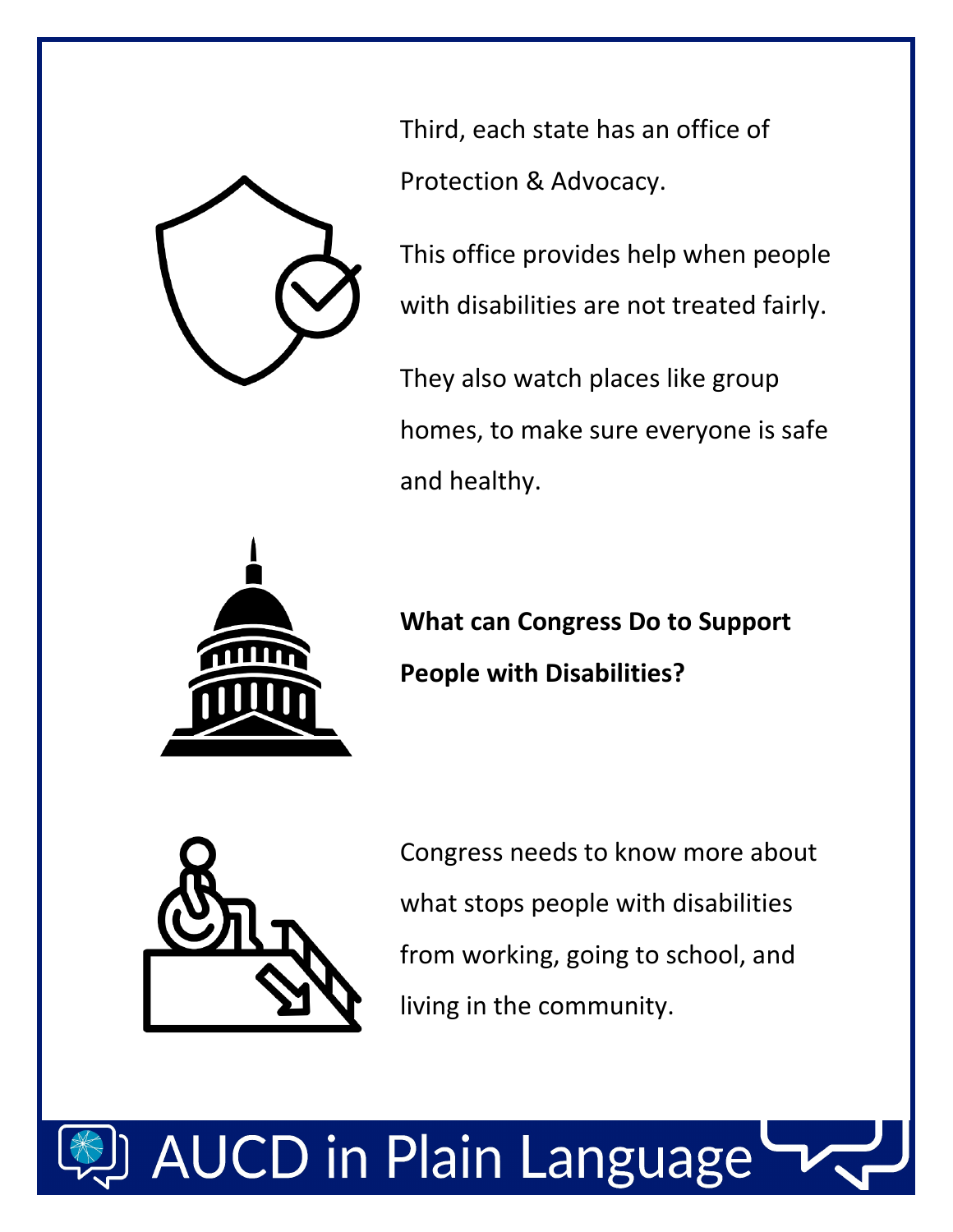Third, each state has an office of Protection & Advocacy.

This office provides help when people with disabilities are not treated fairly.

They also watch places like group homes, to make sure everyone is safe and healthy.

**What can Congress Do to Support People with Disabilities?**

Congress needs to know more about what stops people with disabilities from working, going to school, and living in the community.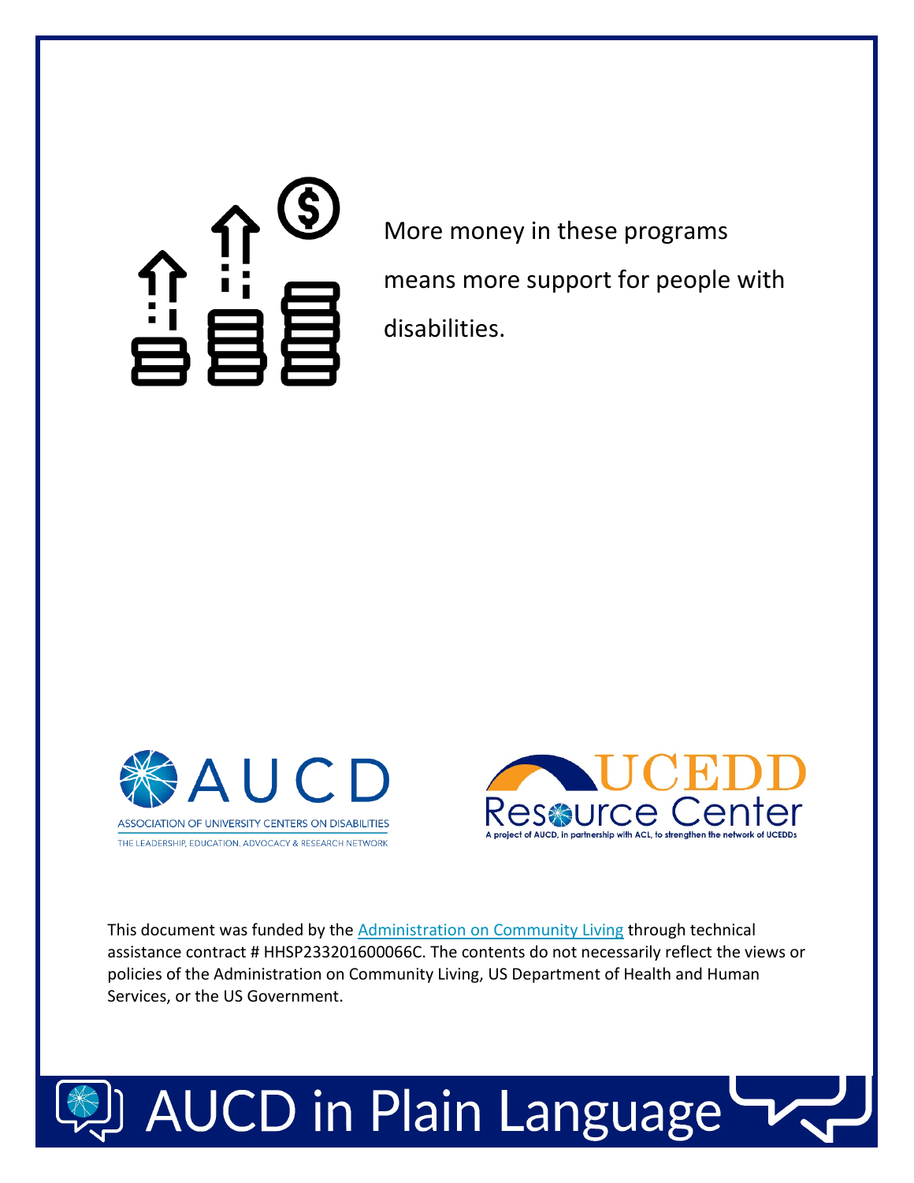More money in these programs means more support for people with disabilities.

This document was funded by the [Administration on Community Living](Administration on Community Living) through technical assistance contract # HHSP233201600066C. The contents do not necessarily reflect the views or policies of the Administration on Community Living, US Department of Health and Human Services, or the US Government.